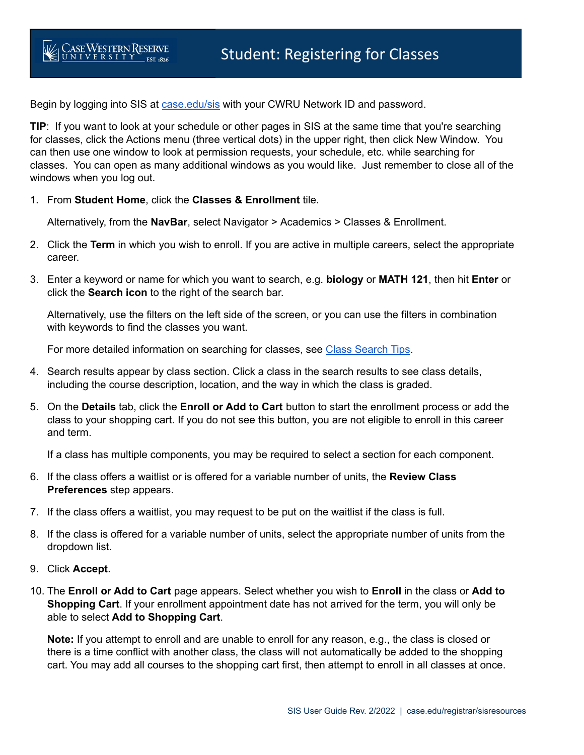# Student: Registering for Classes

Begin by logging into SIS at [case.edu/sis](case.edu/sis) with your CWRU Network ID and password.

**TIP**: If you want to look at your schedule or other pages in SIS at the same time that you're searching for classes, click the Actions menu (three vertical dots) in the upper right, then click New Window. You can then use one window to look at permission requests, your schedule, etc. while searching for classes. You can open as many additional windows as you would like. Just remember to close all of the windows when you log out.

1. From **Student Home**, click the **Classes & Enrollment** tile.

   Alternatively, from the **NavBar**, select Navigator > Academics > Classes & Enrollment.

2. Click the **Term** in which you wish to enroll. If you are active in multiple careers, select the appropriate career.

3. Enter a keyword or name for which you want to search, e.g. **biology** or **MATH 121**, then hit **Enter** or click the **Search icon** to the right of the search bar.

   Alternatively, use the filters on the left side of the screen, or you can use the filters in combination with keywords to find the classes you want.

   For more detailed information on searching for classes, see Class Search Tips.

4. Search results appear by class section. Click a class in the search results to see class details, including the course description, location, and the way in which the class is graded.

5. On the **Details** tab, click the **Enroll or Add to Cart** button to start the enrollment process or add the class to your shopping cart. If you do not see this button, you are not eligible to enroll in this career and term.

   If a class has multiple components, you may be required to select a section for each component.

6. If the class offers a waitlist or is offered for a variable number of units, the **Review Class Preferences** step appears.

7. If the class offers a waitlist, you may request to be put on the waitlist if the class is full.

8. If the class is offered for a variable number of units, select the appropriate number of units from the dropdown list.

9. Click **Accept**.

10. The **Enroll or Add to Cart** page appears. Select whether you wish to **Enroll** in the class or **Add to Shopping Cart**. If your enrollment appointment date has not arrived for the term, you will only be able to select **Add to Shopping Cart**.

    **Note:** If you attempt to enroll and are unable to enroll for any reason, e.g., the class is closed or there is a time conflict with another class, the class will not automatically be added to the shopping cart. You may add all courses to the shopping cart first, then attempt to enroll in all classes at once.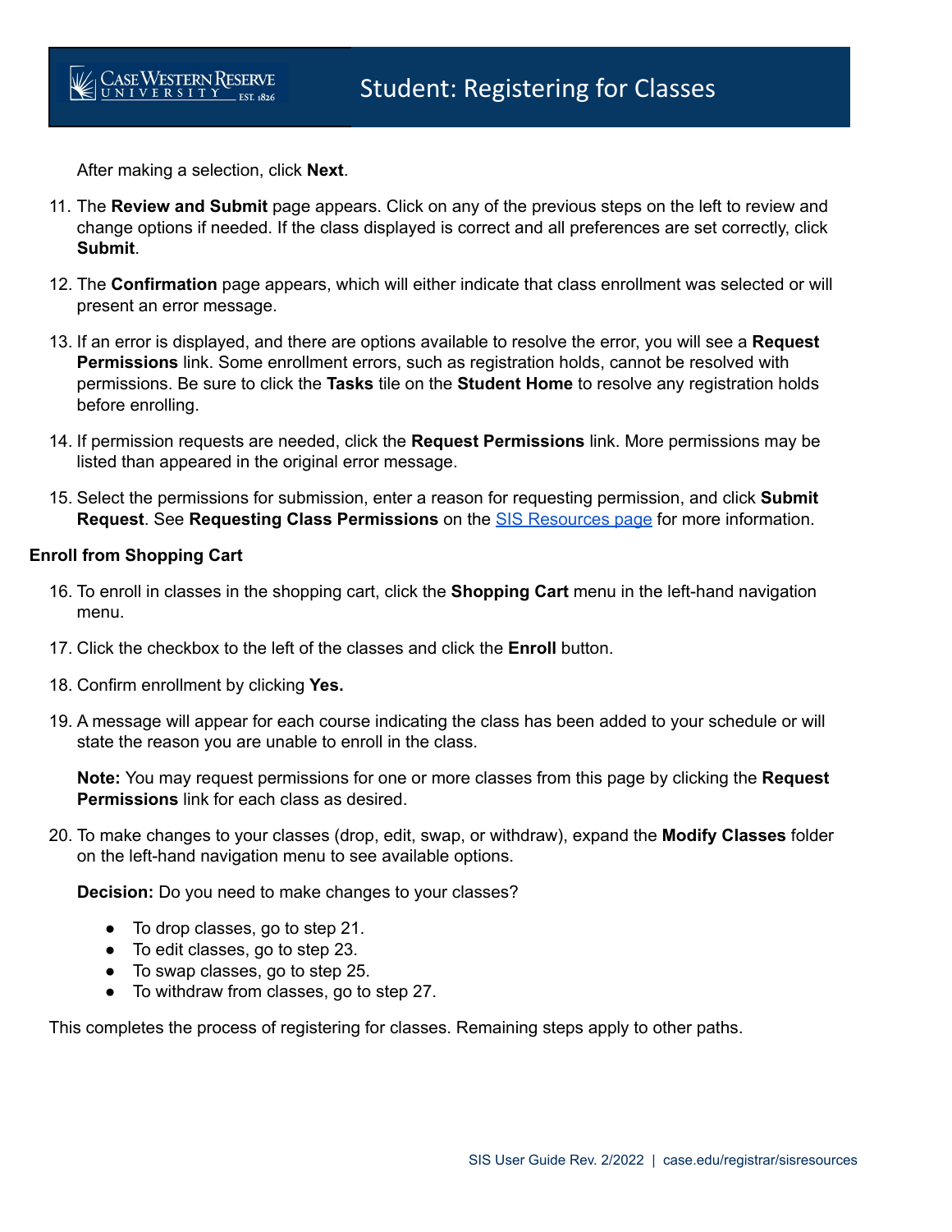After making a selection, click **Next**.

11. The **Review and Submit** page appears. Click on any of the previous steps on the left to review and change options if needed. If the class displayed is correct and all preferences are set correctly, click **Submit**.

12. The **Confirmation** page appears, which will either indicate that class enrollment was selected or will present an error message.

13. If an error is displayed, and there are options available to resolve the error, you will see a **Request Permissions** link. Some enrollment errors, such as registration holds, cannot be resolved with permissions. Be sure to click the **Tasks** tile on the **Student Home** to resolve any registration holds before enrolling.

14. If permission requests are needed, click the **Request Permissions** link. More permissions may be listed than appeared in the original error message.

15. Select the permissions for submission, enter a reason for requesting permission, and click **Submit Request**. See **Requesting Class Permissions** on the [SIS Resources page](case.edu/registrar/sisresources) for more information.

**Enroll from Shopping Cart**

16. To enroll in classes in the shopping cart, click the **Shopping Cart** menu in the left-hand navigation menu.

17. Click the checkbox to the left of the classes and click the **Enroll** button.

18. Confirm enrollment by clicking **Yes.**

19. A message will appear for each course indicating the class has been added to your schedule or will state the reason you are unable to enroll in the class.

    **Note:** You may request permissions for one or more classes from this page by clicking the **Request Permissions** link for each class as desired.

20. To make changes to your classes (drop, edit, swap, or withdraw), expand the **Modify Classes** folder on the left-hand navigation menu to see available options.

    **Decision:** Do you need to make changes to your classes?

    - To drop classes, go to step 21.
    - To edit classes, go to step 23.
    - To swap classes, go to step 25.
    - To withdraw from classes, go to step 27.

This completes the process of registering for classes. Remaining steps apply to other paths.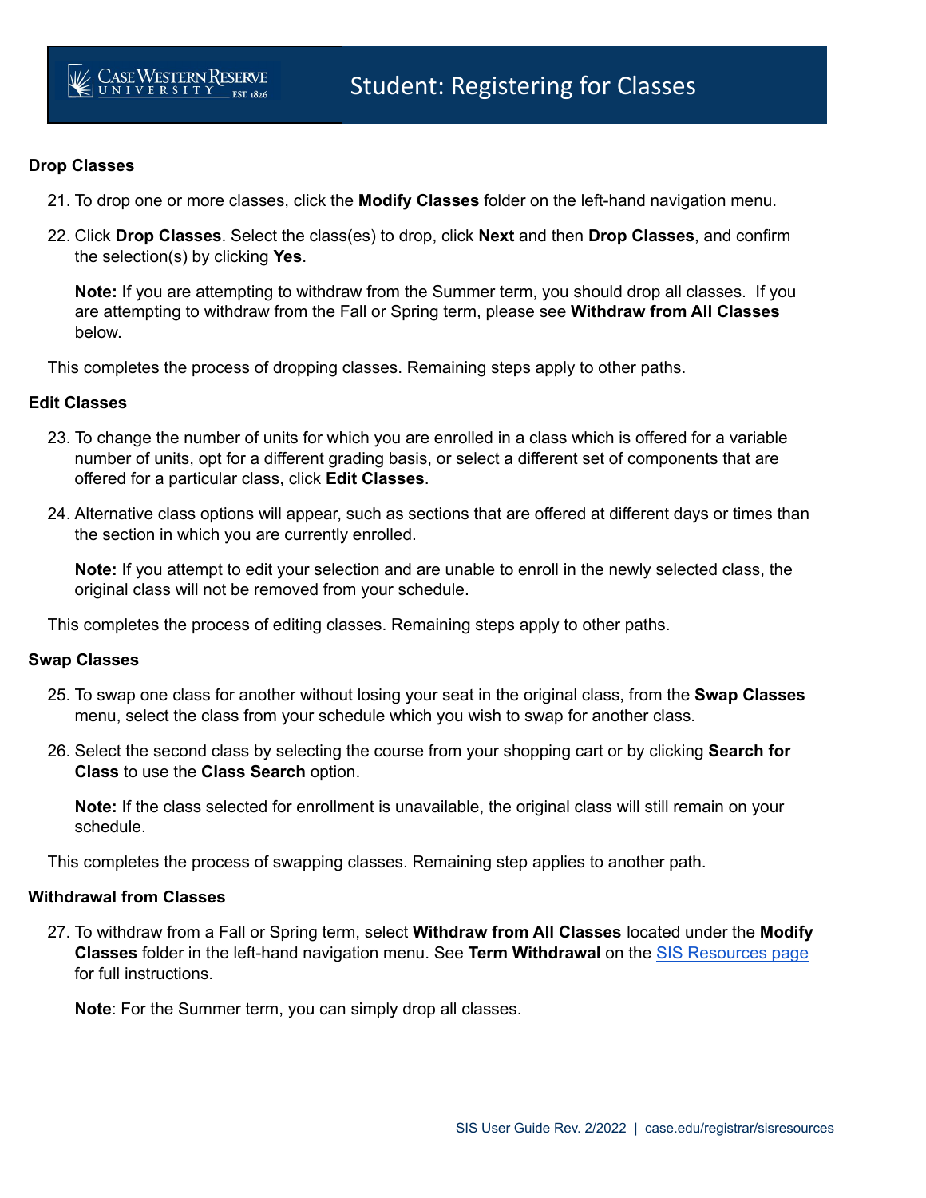### Drop Classes

21. To drop one or more classes, click the **Modify Classes** folder on the left-hand navigation menu.

22. Click **Drop Classes**. Select the class(es) to drop, click **Next** and then **Drop Classes**, and confirm the selection(s) by clicking **Yes**.

    **Note:** If you are attempting to withdraw from the Summer term, you should drop all classes. If you are attempting to withdraw from the Fall or Spring term, please see **Withdraw from All Classes** below.

This completes the process of dropping classes. Remaining steps apply to other paths.

### Edit Classes

23. To change the number of units for which you are enrolled in a class which is offered for a variable number of units, opt for a different grading basis, or select a different set of components that are offered for a particular class, click **Edit Classes**.

24. Alternative class options will appear, such as sections that are offered at different days or times than the section in which you are currently enrolled.

    **Note:** If you attempt to edit your selection and are unable to enroll in the newly selected class, the original class will not be removed from your schedule.

This completes the process of editing classes. Remaining steps apply to other paths.

### Swap Classes

25. To swap one class for another without losing your seat in the original class, from the **Swap Classes** menu, select the class from your schedule which you wish to swap for another class.

26. Select the second class by selecting the course from your shopping cart or by clicking **Search for Class** to use the **Class Search** option.

    **Note:** If the class selected for enrollment is unavailable, the original class will still remain on your schedule.

This completes the process of swapping classes. Remaining step applies to another path.

### Withdrawal from Classes

27. To withdraw from a Fall or Spring term, select **Withdraw from All Classes** located under the **Modify Classes** folder in the left-hand navigation menu. See **Term Withdrawal** on the [SIS Resources page](case.edu/registrar/sisresources) for full instructions.

    **Note**: For the Summer term, you can simply drop all classes.